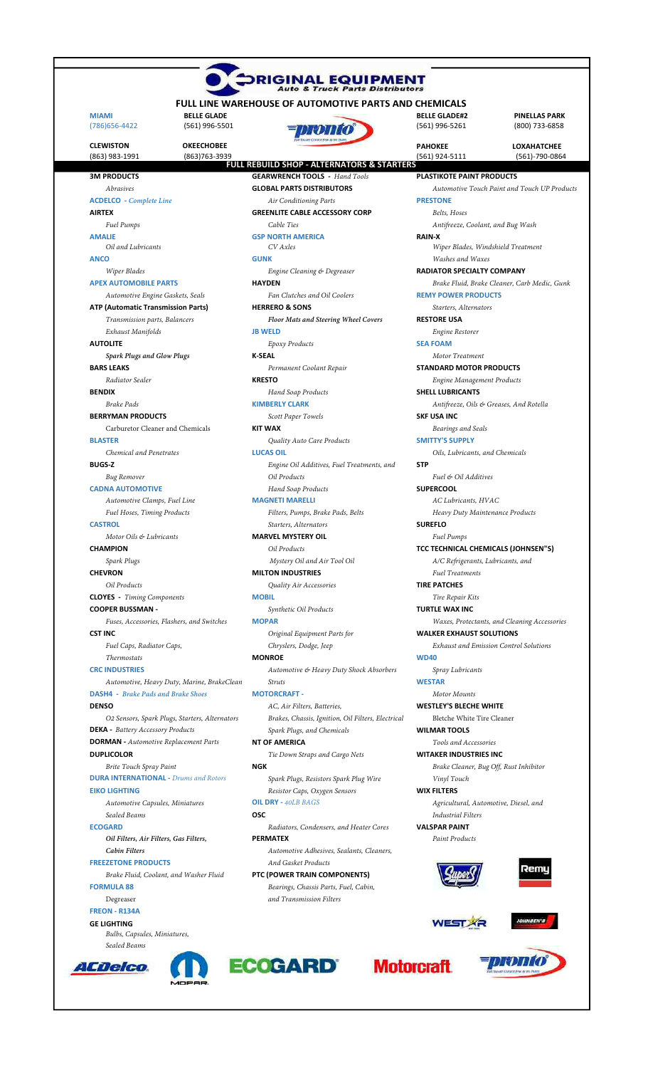# ORIGINAL EQUIPMENT
Auto & Truck Parts Distributors

## FULL LINE WAREHOUSE OF AUTOMOTIVE PARTS AND CHEMICALS

**MIAMI** (786)656-4422
**BELLE GLADE** (561) 996-5501
**BELLE GLADE#2** (561) 996-5261
**PINELLAS PARK** (800) 733-6858
**CLEWISTON** (863) 983-1991
**OKEECHOBEE** (863)763-3939
**PAHOKEE** (561) 924-5111
**LOXAHATCHEE** (561)-790-0864

**FULL REBUILD SHOP - ALTERNATORS & STARTERS**

**3M PRODUCTS**
*Abrasives*

**ACDELCO** - *Complete Line*

**AIRTEX**
*Fuel Pumps*

**AMALIE**
*Oil and Lubricants*

**ANCO**
*Wiper Blades*

**APEX AUTOMOBILE PARTS**
*Automotive Engine Gaskets, Seals*

**ATP (Automatic Transmission Parts)**
*Transmission parts, Balancers*
*Exhaust Manifolds*

**AUTOLITE**
***Spark Plugs and Glow Plugs***

**BARS LEAKS**
*Radiator Sealer*

**BENDIX**
*Brake Pads*

**BERRYMAN PRODUCTS**
Carburetor Cleaner and Chemicals

**BLASTER**
*Chemical and Penetrates*

**BUGS-Z**
*Bug Remover*

**CADNA AUTOMOTIVE**
*Automotive Clamps, Fuel Line*
*Fuel Hoses, Timing Products*

**CASTROL**
*Motor Oils & Lubricants*

**CHAMPION**
*Spark Plugs*

**CHEVRON**
*Oil Products*

**CLOYES** - *Timing Components*

**COOPER BUSSMAN** -
*Fuses, Accessories, Flashers, and Switches*

**CST INC**
*Fuel Caps, Radiator Caps,*
*Thermostats*

**CRC INDUSTRIES**
*Automotive, Heavy Duty, Marine, BrakeClean*

**DASH4** - *Brake Pads and Brake Shoes*

**DENSO**
*O2 Sensors, Spark Plugs, Starters, Alternators*

**DEKA** - *Battery Accessory Products*

**DORMAN** - *Automotive Replacement Parts*

**DUPLICOLOR**
*Brite Touch Spray Paint*

**DURA INTERNATIONAL** - *Drums and Rotors*

**EIKO LIGHTING**
*Automotive Capsules, Miniatures*
*Sealed Beams*

**ECOGARD**
***Oil Filters, Air Filters, Gas Filters,***
***Cabin Filters***

**FREEZETONE PRODUCTS**
*Brake Fluid, Coolant, and Washer Fluid*

**FORMULA 88**
Degreaser

**FREON - R134A**

**GE LIGHTING**
*Bulbs, Capsules, Miniatures,*
*Sealed Beams*

**GEARWRENCH TOOLS** - *Hand Tools*

**GLOBAL PARTS DISTRIBUTORS**
*Air Conditioning Parts*

**GREENLITE CABLE ACCESSORY CORP**
*Cable Ties*

**GSP NORTH AMERICA**
*CV Axles*

**GUNK**
*Engine Cleaning & Degreaser*

**HAYDEN**
*Fan Clutches and Oil Coolers*

**HERRERO & SONS**
***Floor Mats and Steering Wheel Covers***

**JB WELD**
*Epoxy Products*

**K-SEAL**
*Permanent Coolant Repair*

**KRESTO**
*Hand Soap Products*

**KIMBERLY CLARK**
*Scott Paper Towels*

**KIT WAX**
*Quality Auto Care Products*

**LUCAS OIL**
*Engine Oil Additives, Fuel Treatments, and*
*Oil Products*
*Hand Soap Products*

**MAGNETI MARELLI**
*Filters, Pumps, Brake Pads, Belts*
*Starters, Alternators*

**MARVEL MYSTERY OIL**
*Oil Products*
*Mystery Oil and Air Tool Oil*

**MILTON INDUSTRIES**
*Quality Air Accessories*

**MOBIL**
*Synthetic Oil Products*

**MOPAR**
*Original Equipment Parts for*
*Chryslers, Dodge, Jeep*

**MONROE**
*Automotive & Heavy Duty Shock Absorbers*
*Struts*

**MOTORCRAFT** -
*AC, Air Filters, Batteries,*
*Brakes, Chassis, Ignition, Oil Filters, Electrical*
*Spark Plugs, and Chemicals*

**NT OF AMERICA**
*Tie Down Straps and Cargo Nets*

**NGK**
*Spark Plugs, Resistors Spark Plug Wire*
*Resistor Caps, Oxygen Sensors*

**OIL DRY** - *40LB BAGS*

**OSC**
*Radiators, Condensers, and Heater Cores*

**PERMATEX**
*Automotive Adhesives, Sealants, Cleaners,*
*And Gasket Products*

**PTC (POWER TRAIN COMPONENTS)**
*Bearings, Chassis Parts, Fuel, Cabin,*
*and Transmission Filters*

**PLASTIKOTE PAINT PRODUCTS**
*Automotive Touch Paint and Touch UP Products*

**PRESTONE**
*Belts, Hoses*
*Antifreeze, Coolant, and Bug Wash*

**RAIN-X**
*Wiper Blades, Windshield Treatment*
*Washes and Waxes*

**RADIATOR SPECIALTY COMPANY**
*Brake Fluid, Brake Cleaner, Carb Medic, Gunk*

**REMY POWER PRODUCTS**
*Starters, Alternators*

**RESTORE USA**
*Engine Restorer*

**SEA FOAM**
*Motor Treatment*

**STANDARD MOTOR PRODUCTS**
*Engine Management Products*

**SHELL LUBRICANTS**
*Antifreeze, Oils & Greases, And Rotella*

**SKF USA INC**
*Bearings and Seals*

**SMITTY'S SUPPLY**
*Oils, Lubricants, and Chemicals*

**STP**
*Fuel & Oil Additives*

**SUPERCOOL**
*AC Lubricants, HVAC*
*Heavy Duty Maintenance Products*

**SUREFLO**
*Fuel Pumps*

**TCC TECHNICAL CHEMICALS (JOHNSEN"S)**
*A/C Refrigerants, Lubricants, and*
*Fuel Treatments*

**TIRE PATCHES**
*Tire Repair Kits*

**TURTLE WAX INC**
*Waxes, Protectants, and Cleaning Accessories*

**WALKER EXHAUST SOLUTIONS**
*Exhaust and Emission Control Solutions*

**WD40**
*Spray Lubricants*

**WESTAR**
*Motor Mounts*

**WESTLEY'S BLECHE WHITE**
Bletche White Tire Cleaner

**WILMAR TOOLS**
*Tools and Accessories*

**WITAKER INDUSTRIES INC**
*Brake Cleaner, Bug Off, Rust Inhibitor*
*Vinyl Touch*

**WIX FILTERS**
*Agricultural, Automotive, Diesel, and*
*Industrial Filters*

**VALSPAR PAINT**
*Paint Products*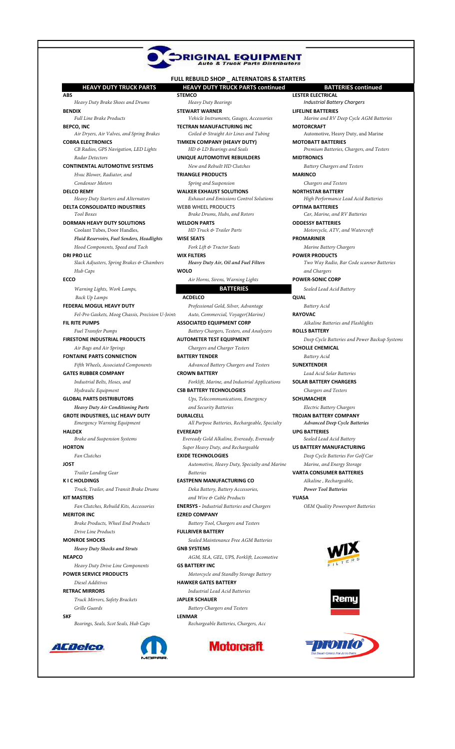# ORIGINAL EQUIPMENT
Auto & Truck Parts Distributors

## FULL REBUILD SHOP _ ALTERNATORS & STARTERS

### HEAVY DUTY TRUCK PARTS

**ABS**
*Heavy Duty Brake Shoes and Drums*

**BENDIX**
*Full Line Brake Products*

**BEPCO, INC**
*Air Dryers, Air Valves, and Spring Brakes*

**COBRA ELECTRONICS**
*CB Radios, GPS Navigation, LED Lights*
*Radar Detectors*

**CONTINENTAL AUTOMOTIVE SYSTEMS**
*Hvac Blower, Radiator, and*
*Condenser Motors*

**DELCO REMY**
*Heavy Duty Starters and Alternators*

**DELTA CONSOLIDATED INDUSTRIES**
*Tool Boxes*

**DORMAN HEAVY DUTY SOLUTIONS**
Coolant Tubes, Door Handles,
***Fluid Reservoirs, Fuel Senders, Headlights***
*Hood Components, Speed and Tach*

**DRI PRO LLC**
*Slack Adjusters, Spring Brakes & Chambers*
*Hub Caps*

**ECCO**
*Warning Lights, Work Lamps,*
*Back Up Lamps*

**FEDERAL MOGUL HEAVY DUTY**
*Fel-Pro Gaskets, Moog Chassis, Precision U-Joints*

**FIL RITE PUMPS**
*Fuel Transfer Pumps*

**FIRESTONE INDUSTRIAL PRODUCTS**
*Air Bags and Air Springs*

**FONTAINE PARTS CONNECTION**
*Fifth Wheels, Associated Components*

**GATES RUBBER COMPANY**
*Industrial Belts, Hoses, and*
*Hydraulic Equipment*

**GLOBAL PARTS DISTRIBUTORS**
***Heavy Duty Air Conditioning Parts***

**GROTE INDUSTRIES, LLC HEAVY DUTY**
*Emergency Warning Equipment*

**HALDEX**
*Brake and Suspension Systems*

**HORTON**
*Fan Clutches*

**JOST**
*Trailer Landing Gear*

**K I C HOLDINGS**
*Truck, Trailer, and Transit Brake Drums*

**KIT MASTERS**
*Fan Clutches, Rebuild Kits, Accessories*

**MERITOR INC**
*Brake Products, Wheel End Products*
*Drive Line Products*

**MONROE SHOCKS**
***Heavy Duty Shocks and Struts***

**NEAPCO**
*Heavy Duty Drive Line Components*

**POWER SERVICE PRODUCTS**
*Diesel Additives*

**RETRAC MIRRORS**
*Truck Mirrors, Safety Brackets*
*Grille Guards*

**SKF**
*Bearings, Seals, Scot Seals, Hub Caps*

### HEAVY DUTY TRUCK PARTS continued

**STEMCO**
*Heavy Duty Bearings*

**STEWART WARNER**
*Vehicle Instruments, Gauges, Accessories*

**TECTRAN MANUFACTURING INC**
*Coiled & Straight Air Lines and Tubing*

**TIMKEN COMPANY (HEAVY DUTY)**
*HD & LD Bearings and Seals*

**UNIQUE AUTOMOTIVE REBUILDERS**
*New and Rebuilt HD Clutches*

**TRIANGLE PRODUCTS**
*Spring and Suspension*

**WALKER EXHAUST SOLUTIONS**
*Exhaust and Emissions Control Solutions*

WEBB WHEEL PRODUCTS
*Brake Drums, Hubs, and Rotors*

**WELDON PARTS**
*HD Truck & Trailer Parts*

**WISE SEATS**
*Fork Lift & Tractor Seats*

**WIX FILTERS**
***Heavy Duty Air, Oil and Fuel Filters***

**WOLO**
*Air Horns, Sirens, Warning Lights*

### BATTERIES

**ACDELCO**
*Professional Gold, Silver, Advantage*
*Auto, Commercial, Voyager(Marine)*

**ASSOCIATED EQUIPMENT CORP**
*Battery Chargers, Testers, and Analyzers*

**AUTOMETER TEST EQUIPMENT**
*Chargers and Charger Testers*

**BATTERY TENDER**
*Advanced Battery Chargers and Testers*

**CROWN BATTERY**
*Forklift, Marine, and Industrial Applications*

**CSB BATTERY TECHNOLOGIES**
*Ups, Telecommunications, Emergency*
*and Security Batteries*

**DURALCELL**
*All Purpose Batteries, Rechargeable, Specialty*

**EVEREADY**
*Eveready Gold Alkaline, Eveready, Eveready*
*Super Heavy Duty, and Rechargeable*

**EXIDE TECHNOLOGIES**
*Automotive, Heavy Duty, Specialty and Marine*
*Batteries*

**EASTPENN MANUFACTURING CO**
*Deka Battery, Battery Accessories,*
*and Wire & Cable Products*

**ENERSYS -** *Industrial Batteries and Chargers*

**EZRED COMPANY**
*Battery Tool, Chargers and Testers*

**FULLRIVER BATTERY**
*Sealed Maintenance Free AGM Batteries*

**GNB SYSTEMS**
*AGM, SLA, GEL, UPS, Forklift, Locomotive*

**GS BATTERY INC**
*Motorcycle and Standby Storage Battery*

**HAWKER GATES BATTERY**
*Industrial Lead Acid Batteries*

**JAPLER SCHAUER**
*Battery Chargers and Testers*

**LENMAR**
*Rechargeable Batteries, Chargers, Acc*

### BATTERIES continued

**LESTER ELECTRICAL**
*Industrial Battery Chargers*

**LIFELINE BATTERIES**
*Marine and RV Deep Cycle AGM Batteries*

**MOTORCRAFT**
Automotive, Heavy Duty, and Marine

**MOTOBATT BATTERIES**
*Premium Batteries, Chargers, and Testers*

**MIDTRONICS**
*Battery Chargers and Testers*

**MARINCO**
*Chargers and Testers*

**NORTHSTAR BATTERY**
*High Performance Lead Acid Batteries*

**OPTIMA BATTERIES**
*Car, Marine, and RV Batteries*

**ODDESSY BATTERIES**
*Motorcycle, ATV, and Watercraft*

**PROMARINER**
*Marine Battery Chargers*

**POWER PRODUCTS**
*Two Way Radio, Bar Code scanner Batteries*
*and Chargers*

**POWER-SONIC CORP**
*Sealed Lead Acid Battery*

**QUAL**
*Battery Acid*

**RAYOVAC**
*Alkaline Batteries and Flashlights*

**ROLLS BATTERY**
*Deep Cycle Batteries and Power Backup Systems*

**SCHOLLE CHEMICAL**
*Battery Acid*

**SUNEXTENDER**
*Lead Acid Solar Batteries*

**SOLAR BATTERY CHARGERS**
*Chargers and Testers*

**SCHUMACHER**
*Electric Battery Chargers*

**TROJAN BATTERY COMPANY**
***Advanced Deep Cycle Batteries***

**UPG BATTERIES**
*Sealed Lead Acid Battery*

**US BATTERY MANUFACTURING**
*Deep Cycle Batteries For Golf Car*
*Marine, and Energy Storage*

**VARTA CONSUMER BATTERIES**
*Alkaline , Rechargeable,*
***Power Tool Batteries***

**YUASA**
*OEM Quality Powersport Batteries*